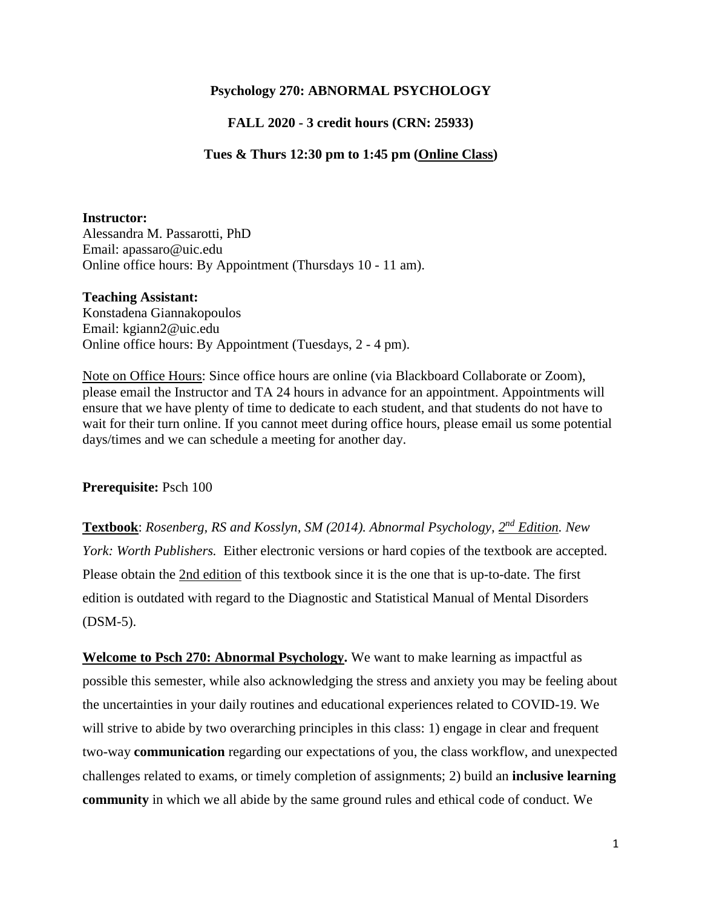**Psychology 270: ABNORMAL PSYCHOLOGY**

**FALL 2020 - 3 credit hours (CRN: 25933)**

**Tues & Thurs 12:30 pm to 1:45 pm (Online Class)**

**Instructor:**
Alessandra M. Passarotti, PhD
Email: apassaro@uic.edu
Online office hours: By Appointment (Thursdays 10 - 11 am).

**Teaching Assistant:**
Konstadena Giannakopoulos
Email: kgiann2@uic.edu
Online office hours: By Appointment (Tuesdays, 2 - 4 pm).

Note on Office Hours: Since office hours are online (via Blackboard Collaborate or Zoom), please email the Instructor and TA 24 hours in advance for an appointment. Appointments will ensure that we have plenty of time to dedicate to each student, and that students do not have to wait for their turn online. If you cannot meet during office hours, please email us some potential days/times and we can schedule a meeting for another day.

**Prerequisite:** Psch 100

**Textbook**: *Rosenberg, RS and Kosslyn, SM (2014). Abnormal Psychology, 2nd Edition. New York: Worth Publishers.* Either electronic versions or hard copies of the textbook are accepted. Please obtain the 2nd edition of this textbook since it is the one that is up-to-date. The first edition is outdated with regard to the Diagnostic and Statistical Manual of Mental Disorders (DSM-5).

**Welcome to Psch 270: Abnormal Psychology.** We want to make learning as impactful as possible this semester, while also acknowledging the stress and anxiety you may be feeling about the uncertainties in your daily routines and educational experiences related to COVID-19. We will strive to abide by two overarching principles in this class: 1) engage in clear and frequent two-way **communication** regarding our expectations of you, the class workflow, and unexpected challenges related to exams, or timely completion of assignments; 2) build an **inclusive learning community** in which we all abide by the same ground rules and ethical code of conduct. We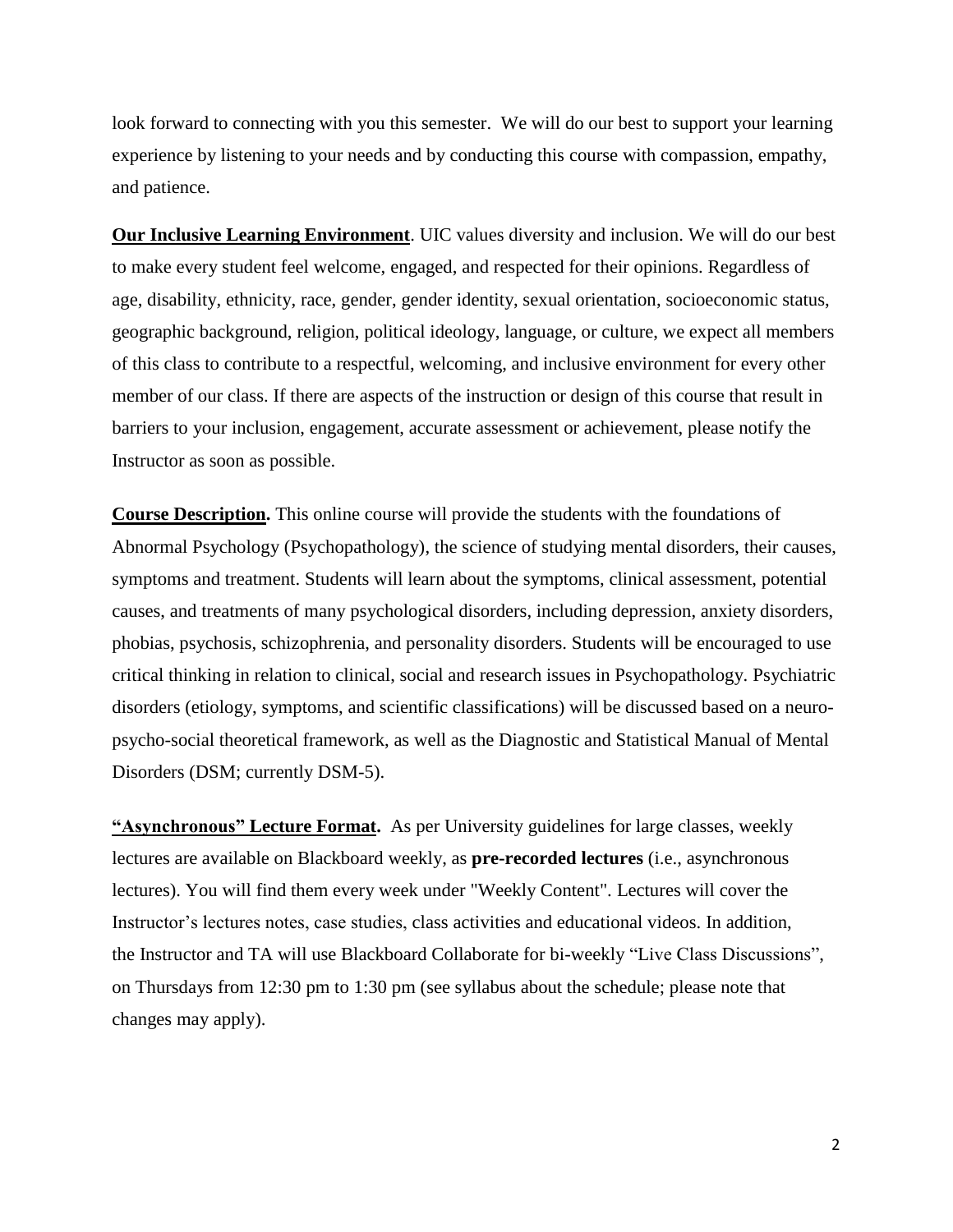look forward to connecting with you this semester. We will do our best to support your learning experience by listening to your needs and by conducting this course with compassion, empathy, and patience.

**Our Inclusive Learning Environment**. UIC values diversity and inclusion. We will do our best to make every student feel welcome, engaged, and respected for their opinions. Regardless of age, disability, ethnicity, race, gender, gender identity, sexual orientation, socioeconomic status, geographic background, religion, political ideology, language, or culture, we expect all members of this class to contribute to a respectful, welcoming, and inclusive environment for every other member of our class. If there are aspects of the instruction or design of this course that result in barriers to your inclusion, engagement, accurate assessment or achievement, please notify the Instructor as soon as possible.

**Course Description.** This online course will provide the students with the foundations of Abnormal Psychology (Psychopathology), the science of studying mental disorders, their causes, symptoms and treatment. Students will learn about the symptoms, clinical assessment, potential causes, and treatments of many psychological disorders, including depression, anxiety disorders, phobias, psychosis, schizophrenia, and personality disorders. Students will be encouraged to use critical thinking in relation to clinical, social and research issues in Psychopathology. Psychiatric disorders (etiology, symptoms, and scientific classifications) will be discussed based on a neuro-psycho-social theoretical framework, as well as the Diagnostic and Statistical Manual of Mental Disorders (DSM; currently DSM-5).

**"Asynchronous" Lecture Format.** As per University guidelines for large classes, weekly lectures are available on Blackboard weekly, as **pre-recorded lectures** (i.e., asynchronous lectures). You will find them every week under "Weekly Content". Lectures will cover the Instructor's lectures notes, case studies, class activities and educational videos. In addition, the Instructor and TA will use Blackboard Collaborate for bi-weekly "Live Class Discussions", on Thursdays from 12:30 pm to 1:30 pm (see syllabus about the schedule; please note that changes may apply).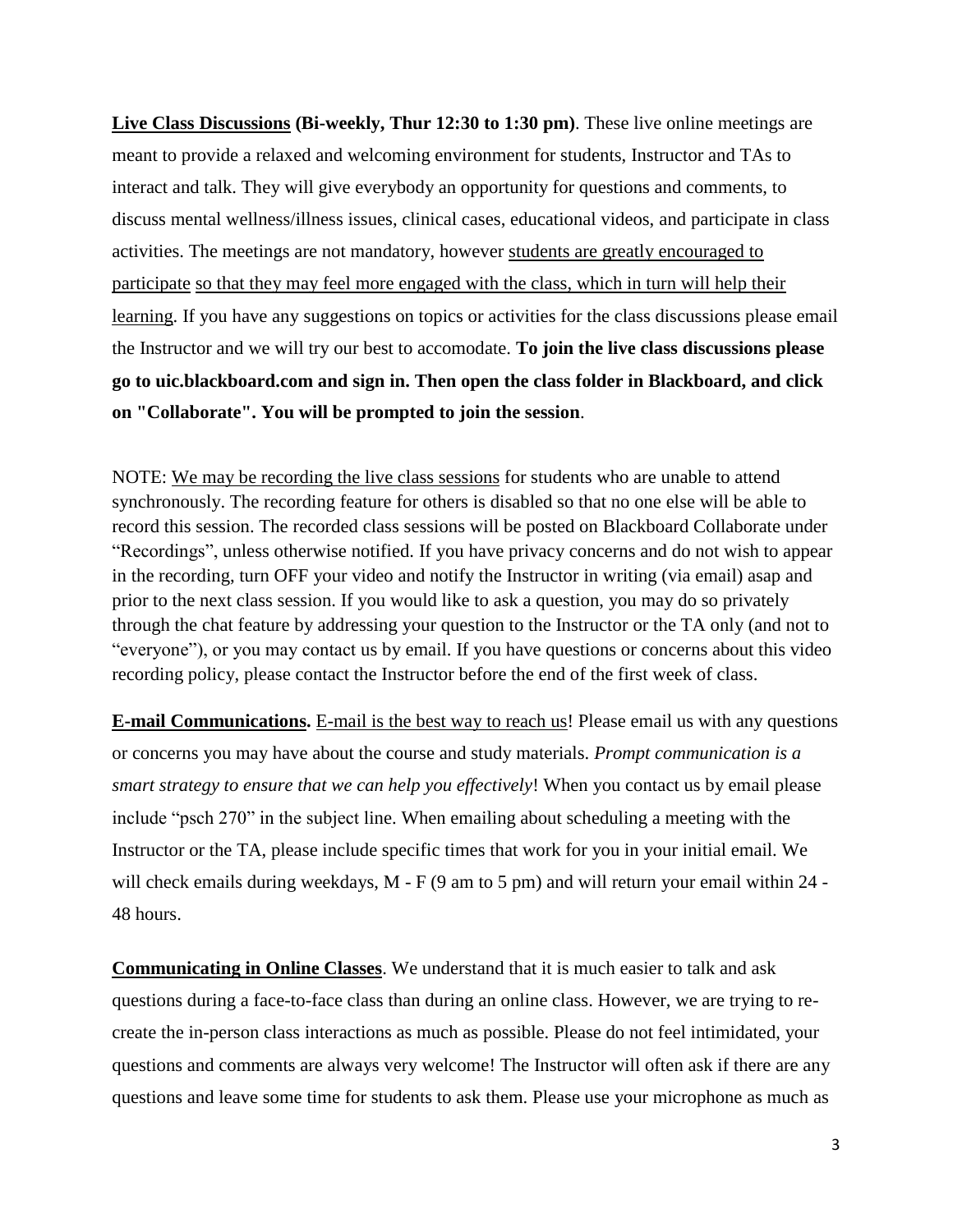**Live Class Discussions (Bi-weekly, Thur 12:30 to 1:30 pm)**. These live online meetings are meant to provide a relaxed and welcoming environment for students, Instructor and TAs to interact and talk. They will give everybody an opportunity for questions and comments, to discuss mental wellness/illness issues, clinical cases, educational videos, and participate in class activities. The meetings are not mandatory, however students are greatly encouraged to participate so that they may feel more engaged with the class, which in turn will help their learning. If you have any suggestions on topics or activities for the class discussions please email the Instructor and we will try our best to accomodate. **To join the live class discussions please go to uic.blackboard.com and sign in. Then open the class folder in Blackboard, and click on "Collaborate". You will be prompted to join the session**.

NOTE: We may be recording the live class sessions for students who are unable to attend synchronously. The recording feature for others is disabled so that no one else will be able to record this session. The recorded class sessions will be posted on Blackboard Collaborate under "Recordings", unless otherwise notified. If you have privacy concerns and do not wish to appear in the recording, turn OFF your video and notify the Instructor in writing (via email) asap and prior to the next class session. If you would like to ask a question, you may do so privately through the chat feature by addressing your question to the Instructor or the TA only (and not to "everyone"), or you may contact us by email. If you have questions or concerns about this video recording policy, please contact the Instructor before the end of the first week of class.

**E-mail Communications.** E-mail is the best way to reach us! Please email us with any questions or concerns you may have about the course and study materials. *Prompt communication is a smart strategy to ensure that we can help you effectively*! When you contact us by email please include "psch 270" in the subject line. When emailing about scheduling a meeting with the Instructor or the TA, please include specific times that work for you in your initial email. We will check emails during weekdays, M - F (9 am to 5 pm) and will return your email within 24 - 48 hours.

**Communicating in Online Classes**. We understand that it is much easier to talk and ask questions during a face-to-face class than during an online class. However, we are trying to re-create the in-person class interactions as much as possible. Please do not feel intimidated, your questions and comments are always very welcome! The Instructor will often ask if there are any questions and leave some time for students to ask them. Please use your microphone as much as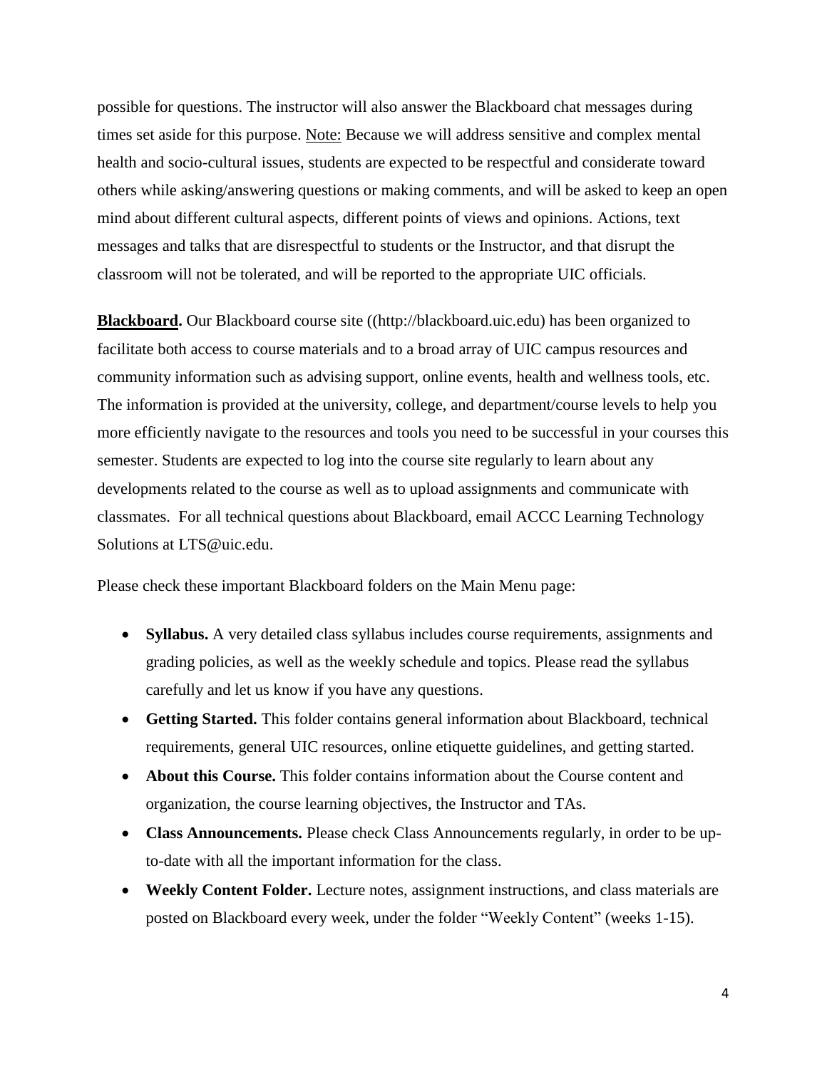possible for questions. The instructor will also answer the Blackboard chat messages during times set aside for this purpose. Note: Because we will address sensitive and complex mental health and socio-cultural issues, students are expected to be respectful and considerate toward others while asking/answering questions or making comments, and will be asked to keep an open mind about different cultural aspects, different points of views and opinions. Actions, text messages and talks that are disrespectful to students or the Instructor, and that disrupt the classroom will not be tolerated, and will be reported to the appropriate UIC officials.

**Blackboard.** Our Blackboard course site ((http://blackboard.uic.edu) has been organized to facilitate both access to course materials and to a broad array of UIC campus resources and community information such as advising support, online events, health and wellness tools, etc. The information is provided at the university, college, and department/course levels to help you more efficiently navigate to the resources and tools you need to be successful in your courses this semester. Students are expected to log into the course site regularly to learn about any developments related to the course as well as to upload assignments and communicate with classmates. For all technical questions about Blackboard, email ACCC Learning Technology Solutions at LTS@uic.edu.

Please check these important Blackboard folders on the Main Menu page:

- **Syllabus.** A very detailed class syllabus includes course requirements, assignments and grading policies, as well as the weekly schedule and topics. Please read the syllabus carefully and let us know if you have any questions.
- **Getting Started.** This folder contains general information about Blackboard, technical requirements, general UIC resources, online etiquette guidelines, and getting started.
- **About this Course.** This folder contains information about the Course content and organization, the course learning objectives, the Instructor and TAs.
- **Class Announcements.** Please check Class Announcements regularly, in order to be up-to-date with all the important information for the class.
- **Weekly Content Folder.** Lecture notes, assignment instructions, and class materials are posted on Blackboard every week, under the folder "Weekly Content" (weeks 1-15).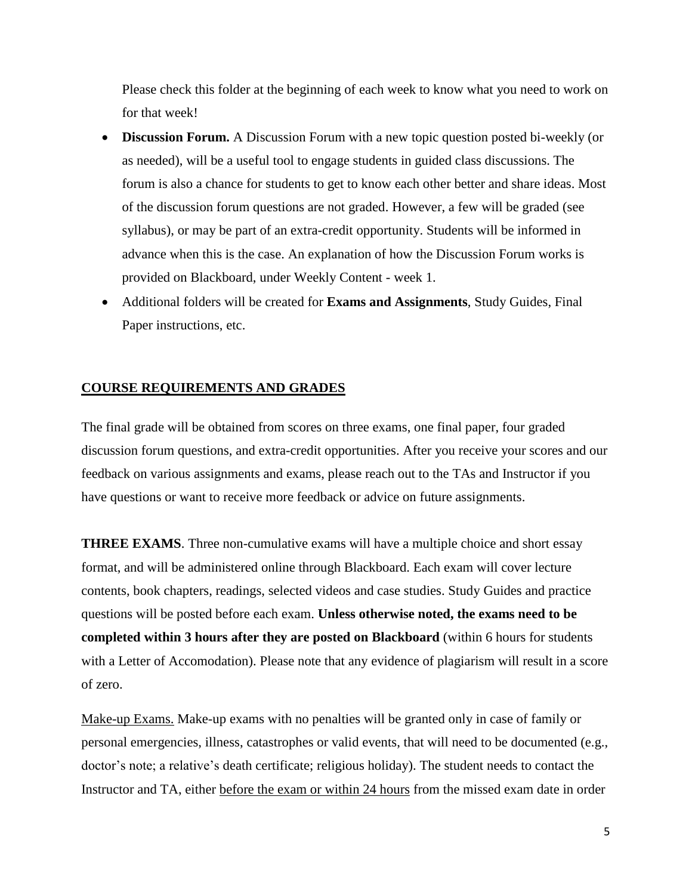Please check this folder at the beginning of each week to know what you need to work on for that week!

- **Discussion Forum.** A Discussion Forum with a new topic question posted bi-weekly (or as needed), will be a useful tool to engage students in guided class discussions. The forum is also a chance for students to get to know each other better and share ideas. Most of the discussion forum questions are not graded. However, a few will be graded (see syllabus), or may be part of an extra-credit opportunity. Students will be informed in advance when this is the case. An explanation of how the Discussion Forum works is provided on Blackboard, under Weekly Content - week 1.
- Additional folders will be created for **Exams and Assignments**, Study Guides, Final Paper instructions, etc.

## COURSE REQUIREMENTS AND GRADES

The final grade will be obtained from scores on three exams, one final paper, four graded discussion forum questions, and extra-credit opportunities. After you receive your scores and our feedback on various assignments and exams, please reach out to the TAs and Instructor if you have questions or want to receive more feedback or advice on future assignments.

**THREE EXAMS**. Three non-cumulative exams will have a multiple choice and short essay format, and will be administered online through Blackboard. Each exam will cover lecture contents, book chapters, readings, selected videos and case studies. Study Guides and practice questions will be posted before each exam. **Unless otherwise noted, the exams need to be completed within 3 hours after they are posted on Blackboard** (within 6 hours for students with a Letter of Accomodation). Please note that any evidence of plagiarism will result in a score of zero.

Make-up Exams. Make-up exams with no penalties will be granted only in case of family or personal emergencies, illness, catastrophes or valid events, that will need to be documented (e.g., doctor's note; a relative's death certificate; religious holiday). The student needs to contact the Instructor and TA, either before the exam or within 24 hours from the missed exam date in order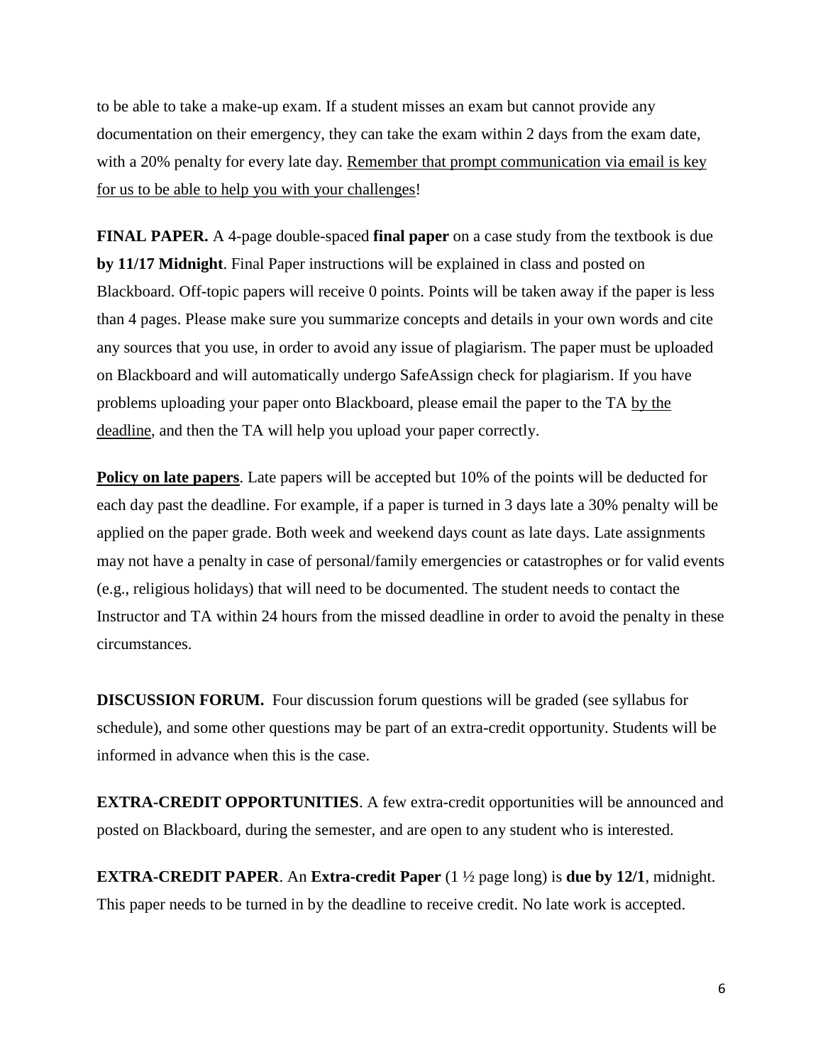to be able to take a make-up exam. If a student misses an exam but cannot provide any documentation on their emergency, they can take the exam within 2 days from the exam date, with a 20% penalty for every late day. <u>Remember that prompt communication via email is key for us to be able to help you with your challenges</u>!

**FINAL PAPER.** A 4-page double-spaced **final paper** on a case study from the textbook is due **by 11/17 Midnight**. Final Paper instructions will be explained in class and posted on Blackboard. Off-topic papers will receive 0 points. Points will be taken away if the paper is less than 4 pages. Please make sure you summarize concepts and details in your own words and cite any sources that you use, in order to avoid any issue of plagiarism. The paper must be uploaded on Blackboard and will automatically undergo SafeAssign check for plagiarism. If you have problems uploading your paper onto Blackboard, please email the paper to the TA <u>by the deadline</u>, and then the TA will help you upload your paper correctly.

**<u>Policy on late papers</u>**. Late papers will be accepted but 10% of the points will be deducted for each day past the deadline. For example, if a paper is turned in 3 days late a 30% penalty will be applied on the paper grade. Both week and weekend days count as late days. Late assignments may not have a penalty in case of personal/family emergencies or catastrophes or for valid events (e.g., religious holidays) that will need to be documented. The student needs to contact the Instructor and TA within 24 hours from the missed deadline in order to avoid the penalty in these circumstances.

**DISCUSSION FORUM.** Four discussion forum questions will be graded (see syllabus for schedule), and some other questions may be part of an extra-credit opportunity. Students will be informed in advance when this is the case.

**EXTRA-CREDIT OPPORTUNITIES**. A few extra-credit opportunities will be announced and posted on Blackboard, during the semester, and are open to any student who is interested.

**EXTRA-CREDIT PAPER**. An **Extra-credit Paper** (1 ½ page long) is **due by 12/1**, midnight. This paper needs to be turned in by the deadline to receive credit. No late work is accepted.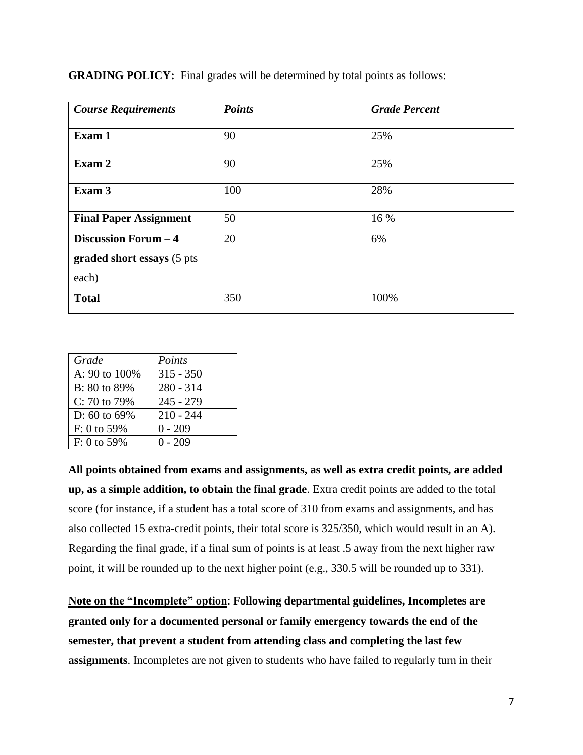**GRADING POLICY:** Final grades will be determined by total points as follows:

| ***Course Requirements*** | ***Points*** | ***Grade Percent*** |
|---|---|---|
| **Exam 1** | 90 | 25% |
| **Exam 2** | 90 | 25% |
| **Exam 3** | 100 | 28% |
| **Final Paper Assignment** | 50 | 16 % |
| **Discussion Forum** – **4 graded short essays** (5 pts each) | 20 | 6% |
| **Total** | 350 | 100% |

| *Grade* | *Points* |
|---|---|
| A: 90 to 100% | 315 - 350 |
| B: 80 to 89% | 280 - 314 |
| C: 70 to 79% | 245 - 279 |
| D: 60 to 69% | 210 - 244 |
| F: 0 to 59% | 0 - 209 |
| F: 0 to 59% | 0 - 209 |

**All points obtained from exams and assignments, as well as extra credit points, are added up, as a simple addition, to obtain the final grade**. Extra credit points are added to the total score (for instance, if a student has a total score of 310 from exams and assignments, and has also collected 15 extra-credit points, their total score is 325/350, which would result in an A). Regarding the final grade, if a final sum of points is at least .5 away from the next higher raw point, it will be rounded up to the next higher point (e.g., 330.5 will be rounded up to 331).

**<u>Note on the "Incomplete" option</u>**: **Following departmental guidelines, Incompletes are granted only for a documented personal or family emergency towards the end of the semester, that prevent a student from attending class and completing the last few assignments**. Incompletes are not given to students who have failed to regularly turn in their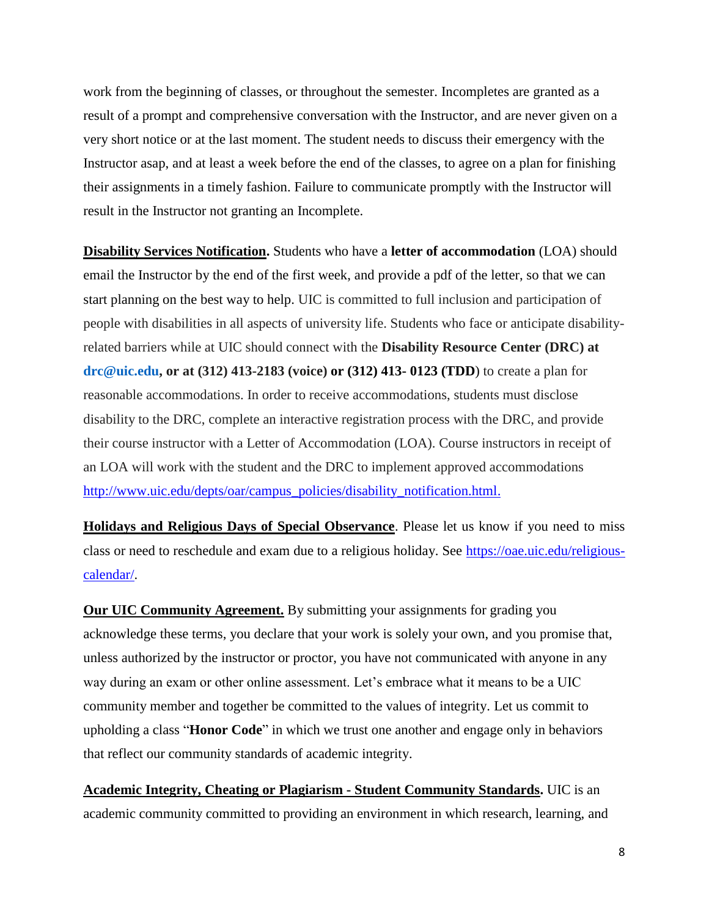work from the beginning of classes, or throughout the semester. Incompletes are granted as a result of a prompt and comprehensive conversation with the Instructor, and are never given on a very short notice or at the last moment. The student needs to discuss their emergency with the Instructor asap, and at least a week before the end of the classes, to agree on a plan for finishing their assignments in a timely fashion. Failure to communicate promptly with the Instructor will result in the Instructor not granting an Incomplete.

**Disability Services Notification.** Students who have a **letter of accommodation** (LOA) should email the Instructor by the end of the first week, and provide a pdf of the letter, so that we can start planning on the best way to help. UIC is committed to full inclusion and participation of people with disabilities in all aspects of university life. Students who face or anticipate disability-related barriers while at UIC should connect with the **Disability Resource Center (DRC) at drc@uic.edu, or at (312) 413-2183 (voice) or (312) 413- 0123 (TDD**) to create a plan for reasonable accommodations. In order to receive accommodations, students must disclose disability to the DRC, complete an interactive registration process with the DRC, and provide their course instructor with a Letter of Accommodation (LOA). Course instructors in receipt of an LOA will work with the student and the DRC to implement approved accommodations [http://www.uic.edu/depts/oar/campus_policies/disability_notification.html.](http://www.uic.edu/depts/oar/campus_policies/disability_notification.html)

**Holidays and Religious Days of Special Observance**. Please let us know if you need to miss class or need to reschedule and exam due to a religious holiday. See [https://oae.uic.edu/religious-calendar/](https://oae.uic.edu/religious-calendar/).

**Our UIC Community Agreement.** By submitting your assignments for grading you acknowledge these terms, you declare that your work is solely your own, and you promise that, unless authorized by the instructor or proctor, you have not communicated with anyone in any way during an exam or other online assessment. Let's embrace what it means to be a UIC community member and together be committed to the values of integrity. Let us commit to upholding a class "**Honor Code**" in which we trust one another and engage only in behaviors that reflect our community standards of academic integrity.

**Academic Integrity, Cheating or Plagiarism - Student Community Standards.** UIC is an academic community committed to providing an environment in which research, learning, and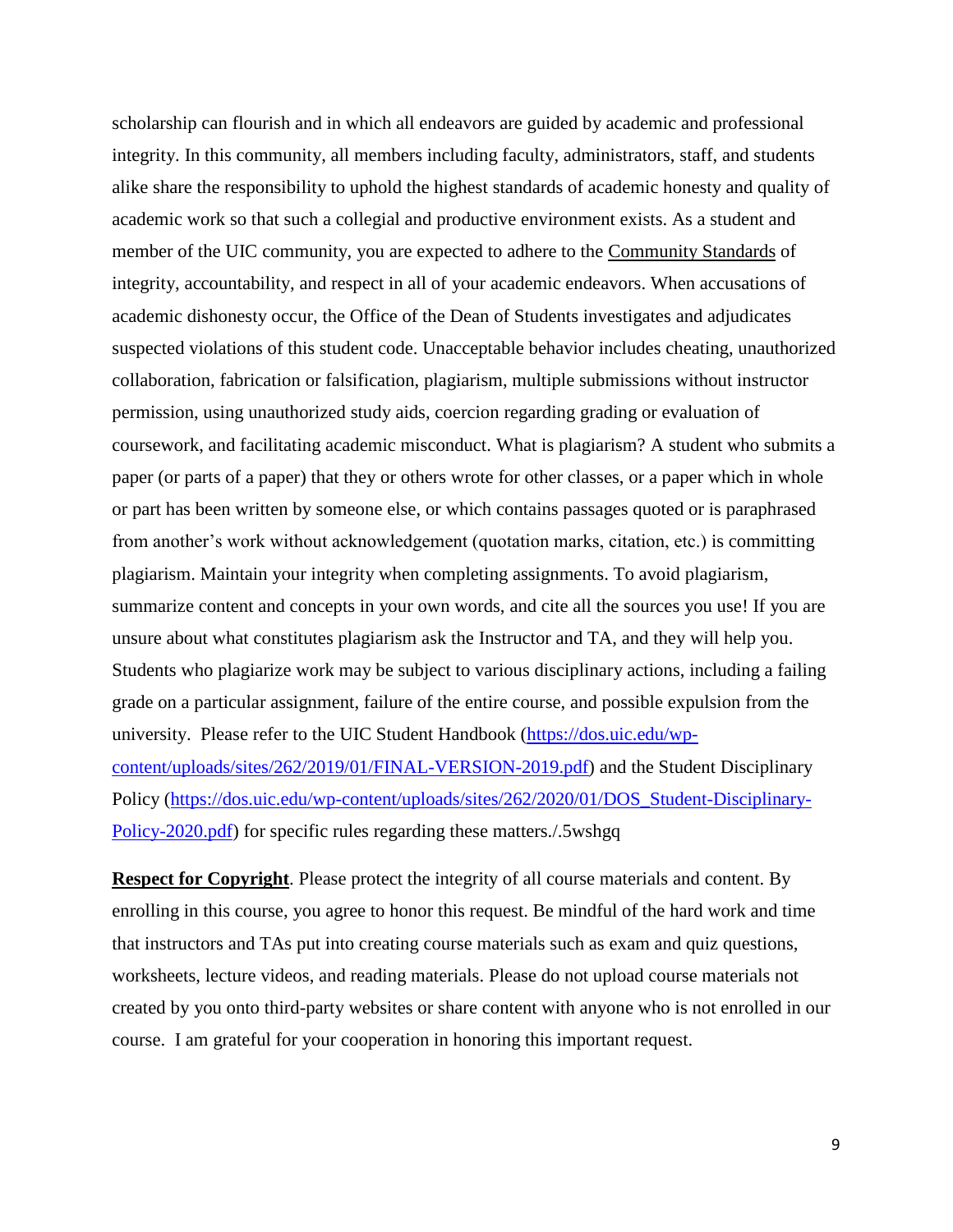scholarship can flourish and in which all endeavors are guided by academic and professional integrity. In this community, all members including faculty, administrators, staff, and students alike share the responsibility to uphold the highest standards of academic honesty and quality of academic work so that such a collegial and productive environment exists. As a student and member of the UIC community, you are expected to adhere to the Community Standards of integrity, accountability, and respect in all of your academic endeavors. When accusations of academic dishonesty occur, the Office of the Dean of Students investigates and adjudicates suspected violations of this student code. Unacceptable behavior includes cheating, unauthorized collaboration, fabrication or falsification, plagiarism, multiple submissions without instructor permission, using unauthorized study aids, coercion regarding grading or evaluation of coursework, and facilitating academic misconduct. What is plagiarism? A student who submits a paper (or parts of a paper) that they or others wrote for other classes, or a paper which in whole or part has been written by someone else, or which contains passages quoted or is paraphrased from another's work without acknowledgement (quotation marks, citation, etc.) is committing plagiarism. Maintain your integrity when completing assignments. To avoid plagiarism, summarize content and concepts in your own words, and cite all the sources you use! If you are unsure about what constitutes plagiarism ask the Instructor and TA, and they will help you. Students who plagiarize work may be subject to various disciplinary actions, including a failing grade on a particular assignment, failure of the entire course, and possible expulsion from the university. Please refer to the UIC Student Handbook (https://dos.uic.edu/wp-content/uploads/sites/262/2019/01/FINAL-VERSION-2019.pdf) and the Student Disciplinary Policy (https://dos.uic.edu/wp-content/uploads/sites/262/2020/01/DOS_Student-Disciplinary-Policy-2020.pdf) for specific rules regarding these matters./.5wshgq

**Respect for Copyright**. Please protect the integrity of all course materials and content. By enrolling in this course, you agree to honor this request. Be mindful of the hard work and time that instructors and TAs put into creating course materials such as exam and quiz questions, worksheets, lecture videos, and reading materials. Please do not upload course materials not created by you onto third-party websites or share content with anyone who is not enrolled in our course. I am grateful for your cooperation in honoring this important request.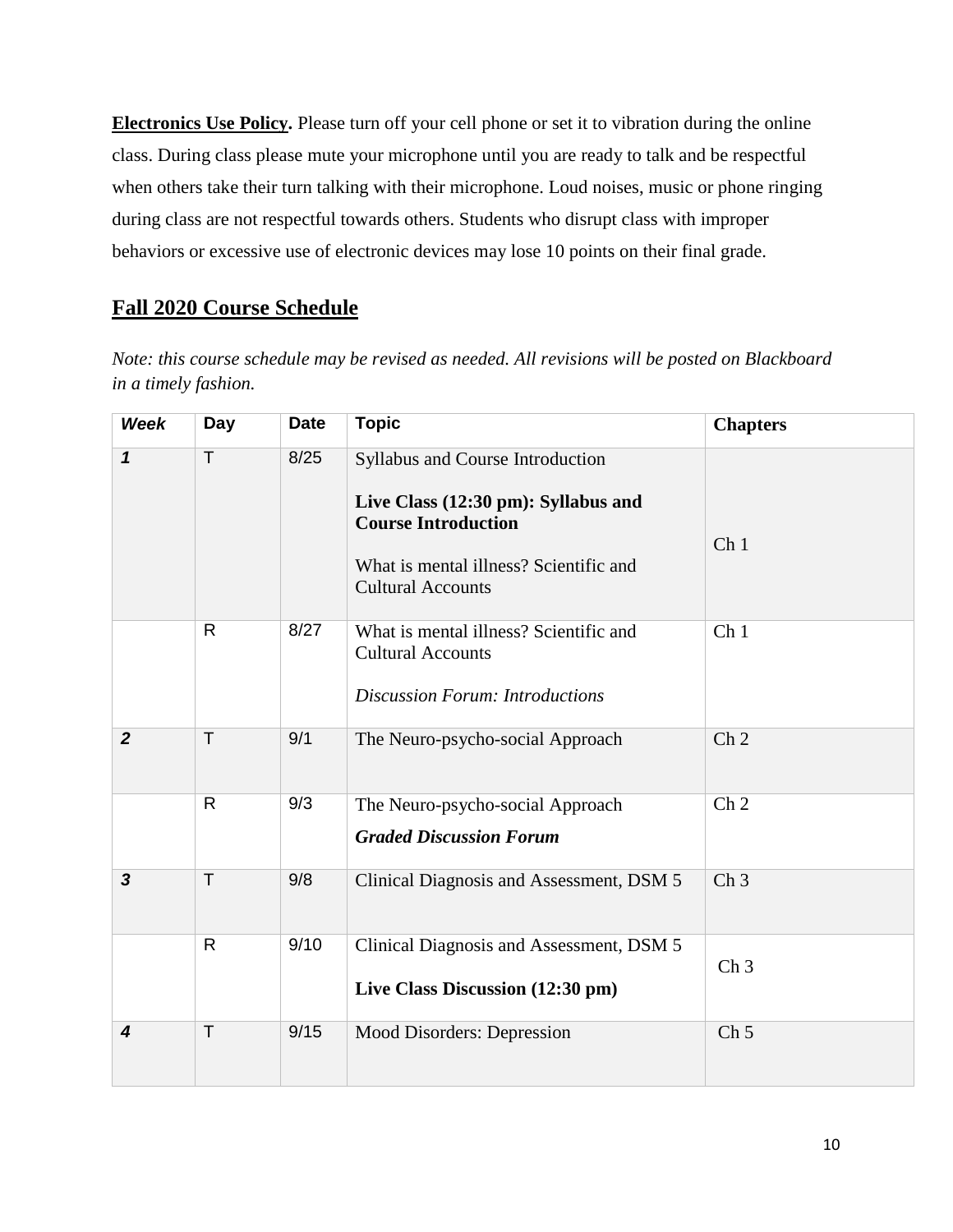**Electronics Use Policy.** Please turn off your cell phone or set it to vibration during the online class. During class please mute your microphone until you are ready to talk and be respectful when others take their turn talking with their microphone. Loud noises, music or phone ringing during class are not respectful towards others. Students who disrupt class with improper behaviors or excessive use of electronic devices may lose 10 points on their final grade.

## Fall 2020 Course Schedule

*Note: this course schedule may be revised as needed. All revisions will be posted on Blackboard in a timely fashion.*

| *Week* | Day | Date | Topic | Chapters |
|---|---|---|---|---|
| *1* | T | 8/25 | Syllabus and Course Introduction<br><br>**Live Class (12:30 pm): Syllabus and Course Introduction**<br><br>What is mental illness? Scientific and Cultural Accounts | Ch 1 |
| | R | 8/27 | What is mental illness? Scientific and Cultural Accounts<br><br>*Discussion Forum: Introductions* | Ch 1 |
| *2* | T | 9/1 | The Neuro-psycho-social Approach | Ch 2 |
| | R | 9/3 | The Neuro-psycho-social Approach<br><br>***Graded Discussion Forum*** | Ch 2 |
| *3* | T | 9/8 | Clinical Diagnosis and Assessment, DSM 5 | Ch 3 |
| | R | 9/10 | Clinical Diagnosis and Assessment, DSM 5<br><br>**Live Class Discussion (12:30 pm)** | Ch 3 |
| *4* | T | 9/15 | Mood Disorders: Depression | Ch 5 |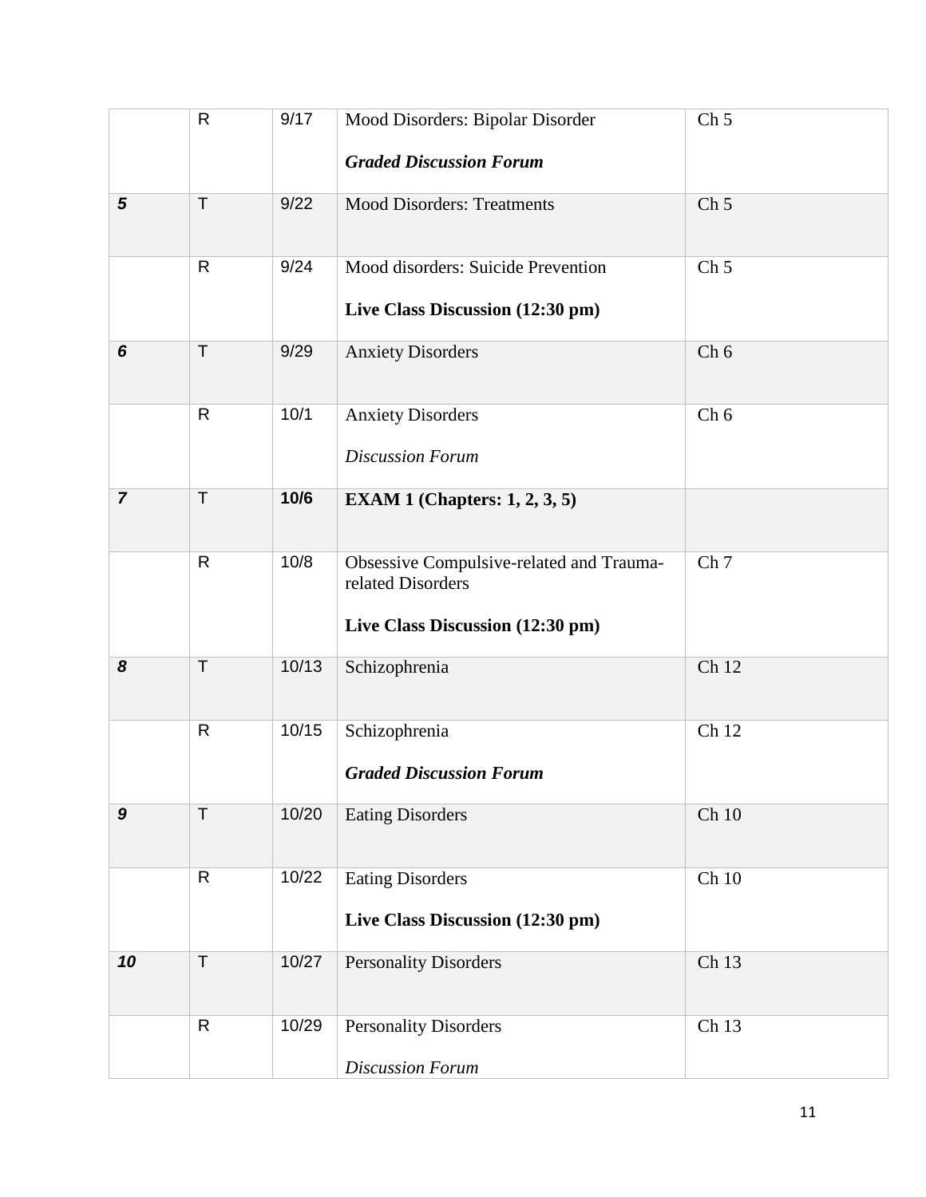| | | | | |
|---|---|---|---|---|
| | R | 9/17 | Mood Disorders: Bipolar Disorder<br><br>***Graded Discussion Forum*** | Ch 5 |
| ***5*** | T | 9/22 | Mood Disorders: Treatments | Ch 5 |
| | R | 9/24 | Mood disorders: Suicide Prevention<br><br>**Live Class Discussion (12:30 pm)** | Ch 5 |
| ***6*** | T | 9/29 | Anxiety Disorders | Ch 6 |
| | R | 10/1 | Anxiety Disorders<br><br>*Discussion Forum* | Ch 6 |
| ***7*** | T | **10/6** | **EXAM 1 (Chapters: 1, 2, 3, 5)** | |
| | R | 10/8 | Obsessive Compulsive-related and Trauma-related Disorders<br><br>**Live Class Discussion (12:30 pm)** | Ch 7 |
| ***8*** | T | 10/13 | Schizophrenia | Ch 12 |
| | R | 10/15 | Schizophrenia<br><br>***Graded Discussion Forum*** | Ch 12 |
| ***9*** | T | 10/20 | Eating Disorders | Ch 10 |
| | R | 10/22 | Eating Disorders<br><br>**Live Class Discussion (12:30 pm)** | Ch 10 |
| ***10*** | T | 10/27 | Personality Disorders | Ch 13 |
| | R | 10/29 | Personality Disorders<br><br>*Discussion Forum* | Ch 13 |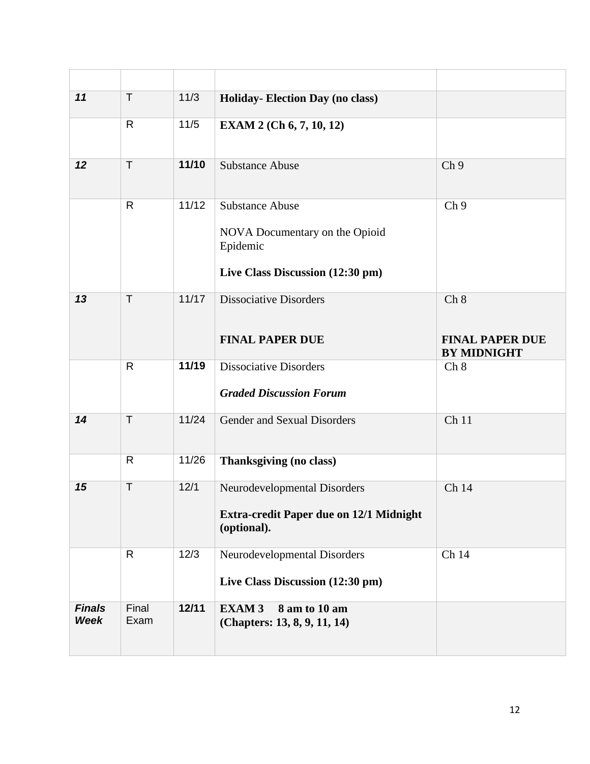| | | | | |
|---|---|---|---|---|
| ***11*** | T | 11/3 | **Holiday- Election Day (no class)** | |
| | R | 11/5 | **EXAM 2 (Ch 6, 7, 10, 12)** | |
| ***12*** | T | **11/10** | Substance Abuse | Ch 9 |
| | R | 11/12 | Substance Abuse<br><br>NOVA Documentary on the Opioid Epidemic<br><br>**Live Class Discussion (12:30 pm)** | Ch 9 |
| ***13*** | T | 11/17 | Dissociative Disorders<br><br>**FINAL PAPER DUE** | Ch 8<br><br>**FINAL PAPER DUE BY MIDNIGHT** |
| | R | **11/19** | Dissociative Disorders<br><br>***Graded Discussion Forum*** | Ch 8 |
| ***14*** | T | 11/24 | Gender and Sexual Disorders | Ch 11 |
| | R | 11/26 | **Thanksgiving (no class)** | |
| ***15*** | T | 12/1 | Neurodevelopmental Disorders<br><br>**Extra-credit Paper due on 12/1 Midnight (optional).** | Ch 14 |
| | R | 12/3 | Neurodevelopmental Disorders<br><br>**Live Class Discussion (12:30 pm)** | Ch 14 |
| ***Finals Week*** | Final Exam | **12/11** | **EXAM 3 8 am to 10 am (Chapters: 13, 8, 9, 11, 14)** | |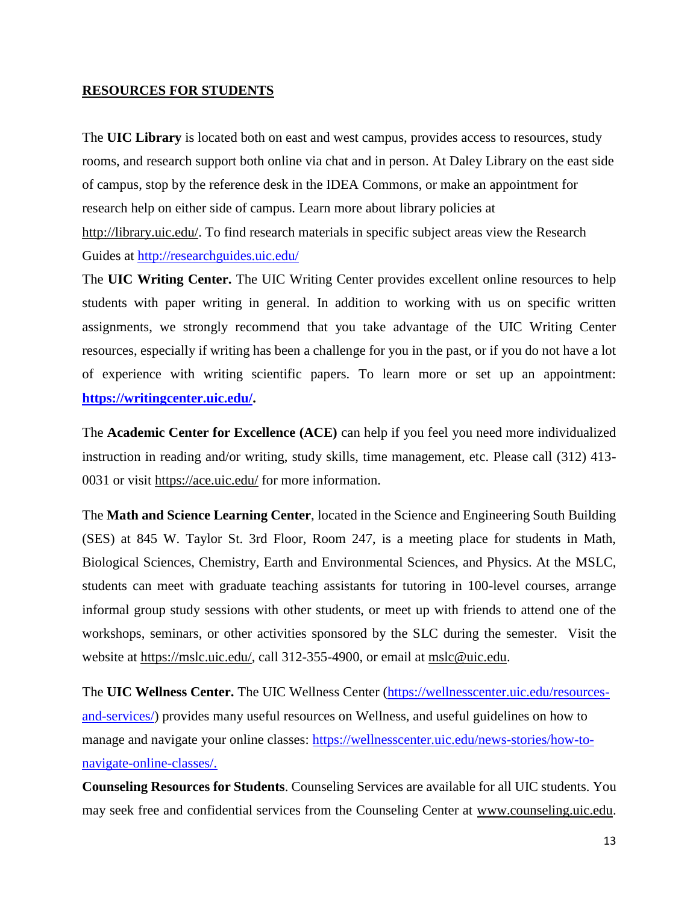## RESOURCES FOR STUDENTS

The **UIC Library** is located both on east and west campus, provides access to resources, study rooms, and research support both online via chat and in person. At Daley Library on the east side of campus, stop by the reference desk in the IDEA Commons, or make an appointment for research help on either side of campus. Learn more about library policies at http://library.uic.edu/. To find research materials in specific subject areas view the Research Guides at http://researchguides.uic.edu/

The **UIC Writing Center.** The UIC Writing Center provides excellent online resources to help students with paper writing in general. In addition to working with us on specific written assignments, we strongly recommend that you take advantage of the UIC Writing Center resources, especially if writing has been a challenge for you in the past, or if you do not have a lot of experience with writing scientific papers. To learn more or set up an appointment: **https://writingcenter.uic.edu/.**

The **Academic Center for Excellence (ACE)** can help if you feel you need more individualized instruction in reading and/or writing, study skills, time management, etc. Please call (312) 413-0031 or visit https://ace.uic.edu/ for more information.

The **Math and Science Learning Center**, located in the Science and Engineering South Building (SES) at 845 W. Taylor St. 3rd Floor, Room 247, is a meeting place for students in Math, Biological Sciences, Chemistry, Earth and Environmental Sciences, and Physics. At the MSLC, students can meet with graduate teaching assistants for tutoring in 100-level courses, arrange informal group study sessions with other students, or meet up with friends to attend one of the workshops, seminars, or other activities sponsored by the SLC during the semester. Visit the website at https://mslc.uic.edu/, call 312-355-4900, or email at mslc@uic.edu.

The **UIC Wellness Center.** The UIC Wellness Center (https://wellnesscenter.uic.edu/resources-and-services/) provides many useful resources on Wellness, and useful guidelines on how to manage and navigate your online classes: https://wellnesscenter.uic.edu/news-stories/how-to-navigate-online-classes/.

**Counseling Resources for Students**. Counseling Services are available for all UIC students. You may seek free and confidential services from the Counseling Center at www.counseling.uic.edu.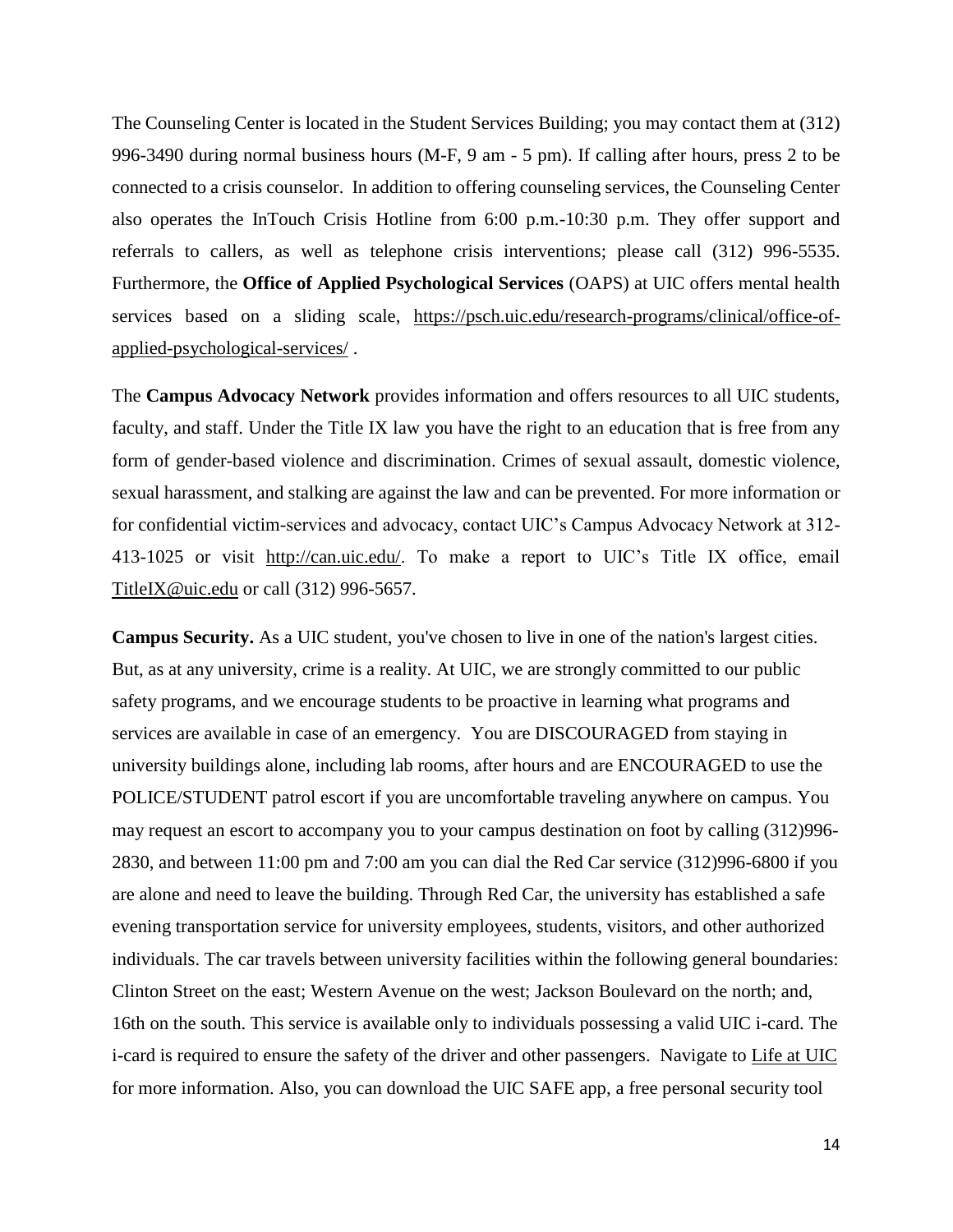The Counseling Center is located in the Student Services Building; you may contact them at (312) 996-3490 during normal business hours (M-F, 9 am - 5 pm). If calling after hours, press 2 to be connected to a crisis counselor. In addition to offering counseling services, the Counseling Center also operates the InTouch Crisis Hotline from 6:00 p.m.-10:30 p.m. They offer support and referrals to callers, as well as telephone crisis interventions; please call (312) 996-5535. Furthermore, the **Office of Applied Psychological Services** (OAPS) at UIC offers mental health services based on a sliding scale, https://psch.uic.edu/research-programs/clinical/office-of-applied-psychological-services/ .

The **Campus Advocacy Network** provides information and offers resources to all UIC students, faculty, and staff. Under the Title IX law you have the right to an education that is free from any form of gender-based violence and discrimination. Crimes of sexual assault, domestic violence, sexual harassment, and stalking are against the law and can be prevented. For more information or for confidential victim-services and advocacy, contact UIC's Campus Advocacy Network at 312-413-1025 or visit http://can.uic.edu/. To make a report to UIC's Title IX office, email TitleIX@uic.edu or call (312) 996-5657.

**Campus Security.** As a UIC student, you've chosen to live in one of the nation's largest cities. But, as at any university, crime is a reality. At UIC, we are strongly committed to our public safety programs, and we encourage students to be proactive in learning what programs and services are available in case of an emergency. You are DISCOURAGED from staying in university buildings alone, including lab rooms, after hours and are ENCOURAGED to use the POLICE/STUDENT patrol escort if you are uncomfortable traveling anywhere on campus. You may request an escort to accompany you to your campus destination on foot by calling (312)996-2830, and between 11:00 pm and 7:00 am you can dial the Red Car service (312)996-6800 if you are alone and need to leave the building. Through Red Car, the university has established a safe evening transportation service for university employees, students, visitors, and other authorized individuals. The car travels between university facilities within the following general boundaries: Clinton Street on the east; Western Avenue on the west; Jackson Boulevard on the north; and, 16th on the south. This service is available only to individuals possessing a valid UIC i-card. The i-card is required to ensure the safety of the driver and other passengers. Navigate to Life at UIC for more information. Also, you can download the UIC SAFE app, a free personal security tool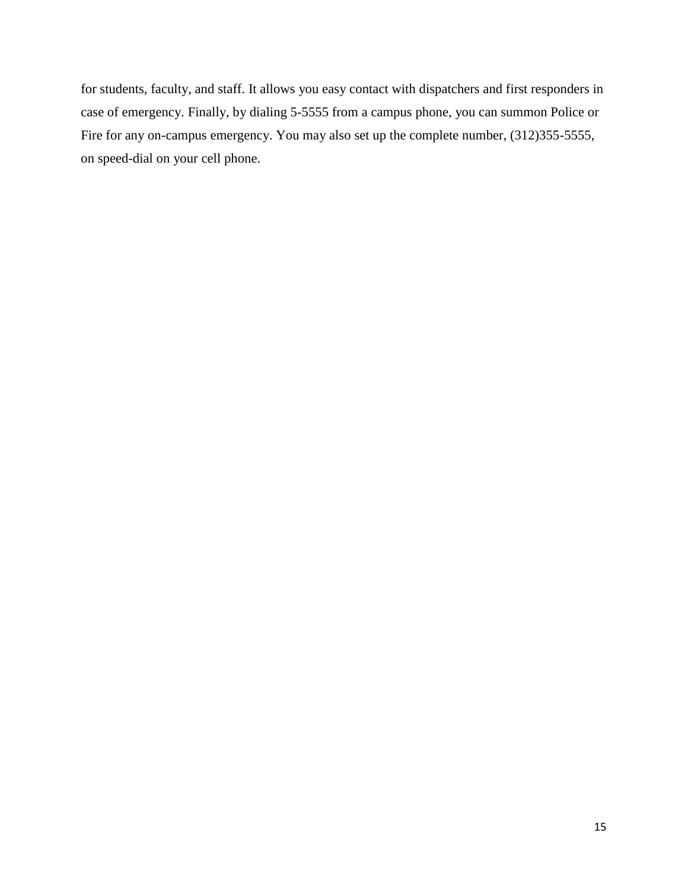for students, faculty, and staff. It allows you easy contact with dispatchers and first responders in case of emergency. Finally, by dialing 5-5555 from a campus phone, you can summon Police or Fire for any on-campus emergency. You may also set up the complete number, (312)355-5555, on speed-dial on your cell phone.